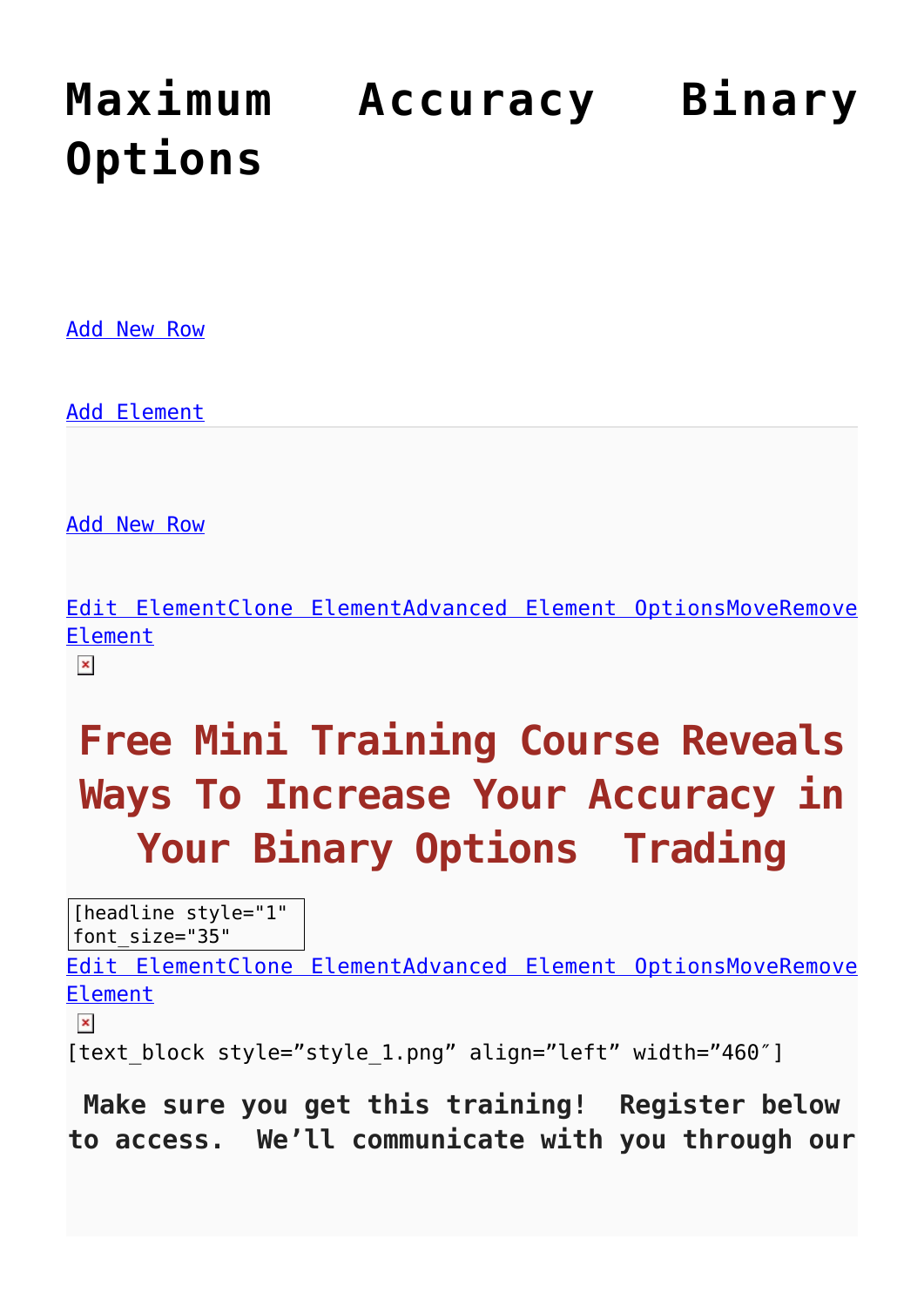# Maximum Accuracy Binary Options

Add New Row

Add Element

Add New Row

Edit ElementClone ElementAdvanced Element OptionsMoveRemove Element

## Free Mini Training Course Reveals Ways To Increase Your Accuracy in Your Binary Options Trading

[headline style="1" font_size="35"

Edit ElementClone ElementAdvanced Element OptionsMoveRemove Element

[text_block style="style_1.png" align="left" width="460″]

**Make sure you get this training! Register below to access. We'll communicate with you through our**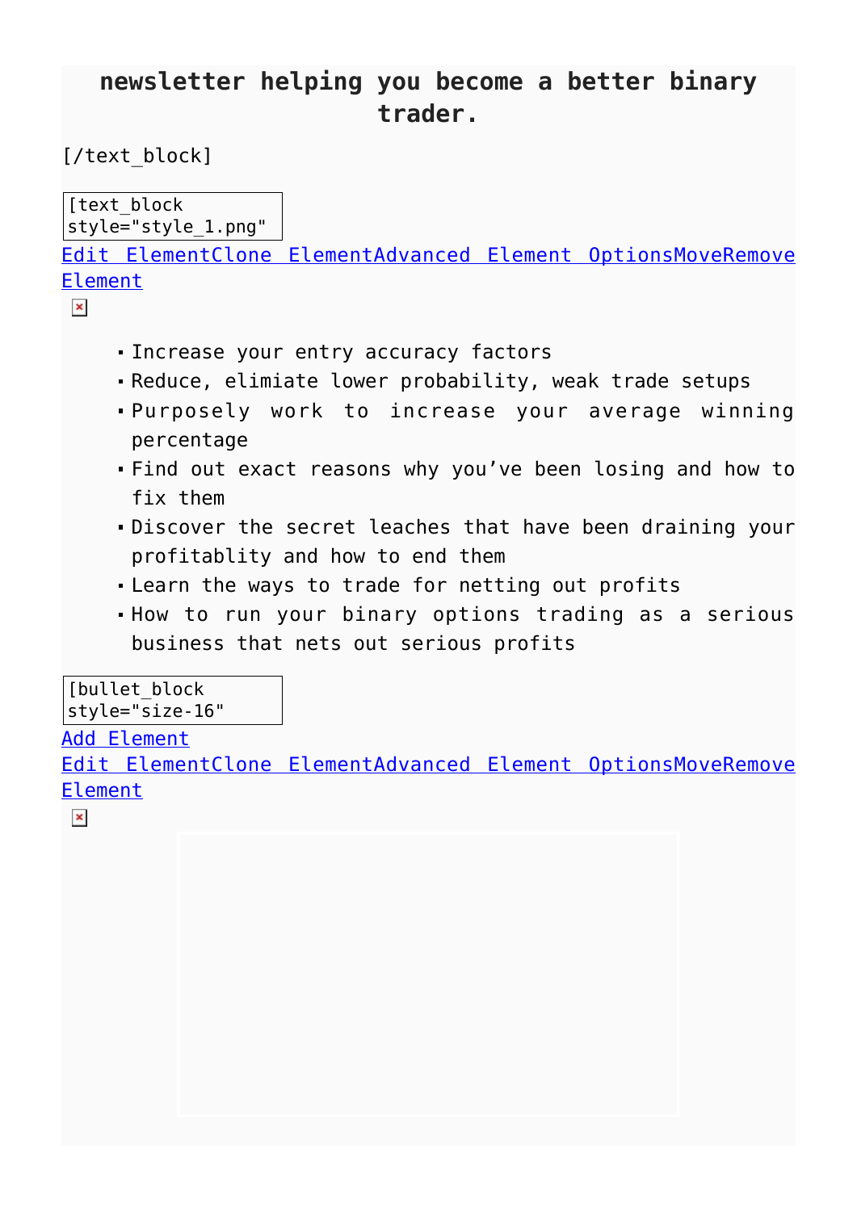**newsletter helping you become a better binary trader.**

[/text_block]

[text_block style="style_1.png"

Edit ElementClone ElementAdvanced Element OptionsMoveRemove Element

- Increase your entry accuracy factors
- Reduce, elimiate lower probability, weak trade setups
- Purposely work to increase your average winning percentage
- Find out exact reasons why you’ve been losing and how to fix them
- Discover the secret leaches that have been draining your profitablity and how to end them
- Learn the ways to trade for netting out profits
- How to run your binary options trading as a serious business that nets out serious profits

[bullet_block style="size-16"

Add Element

Edit ElementClone ElementAdvanced Element OptionsMoveRemove Element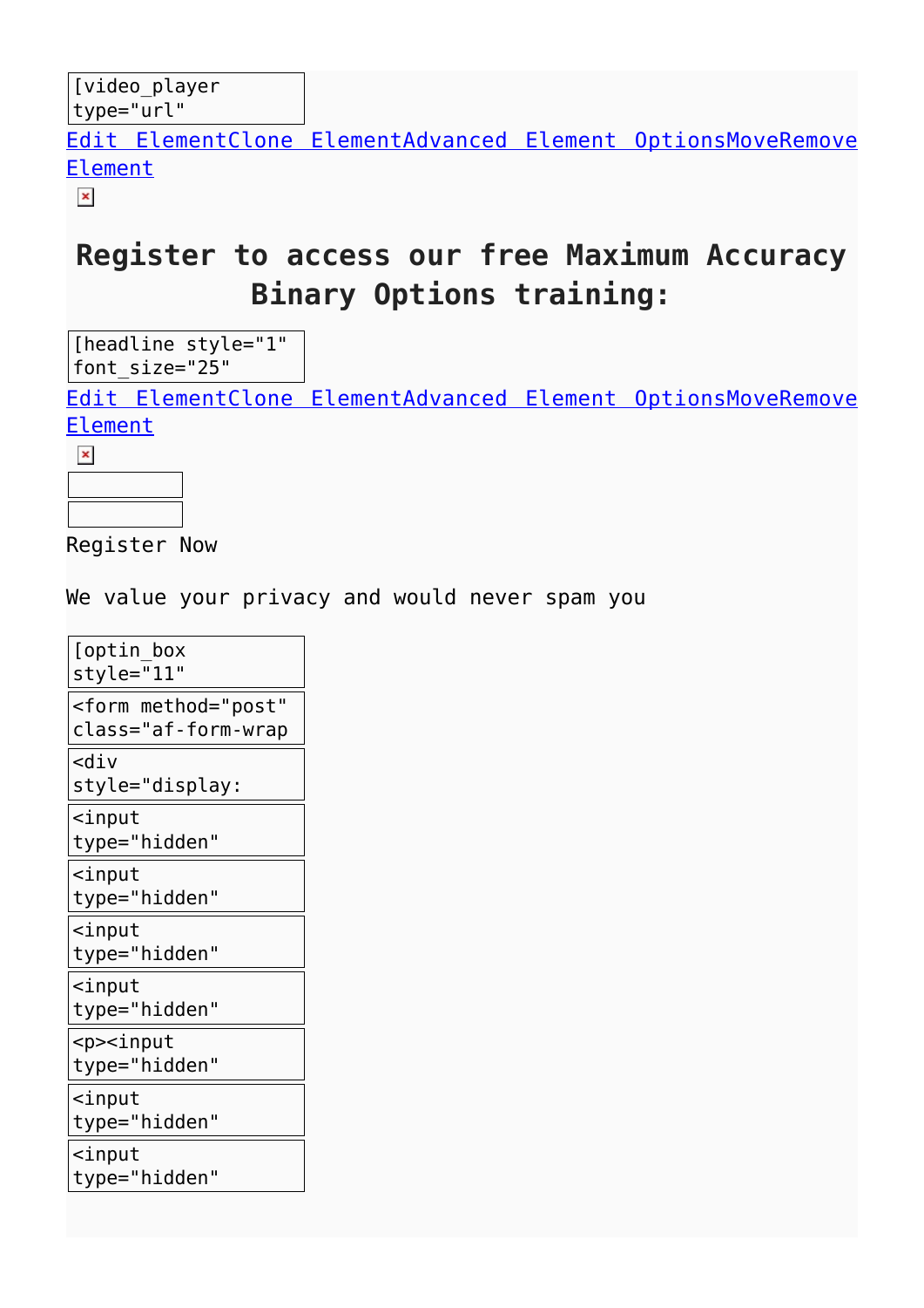[video_player type="url"

Edit ElementClone ElementAdvanced Element OptionsMoveRemove Element

## Register to access our free Maximum Accuracy Binary Options training:

[headline style="1" font_size="25"

Edit ElementClone ElementAdvanced Element OptionsMoveRemove Element

Register Now

We value your privacy and would never spam you

[optin_box style="11"

<form method="post" class="af-form-wrap

<div style="display:

<input type="hidden"

<input type="hidden"

<input type="hidden"

<input type="hidden"

<p><input type="hidden"

<input type="hidden"

<input type="hidden"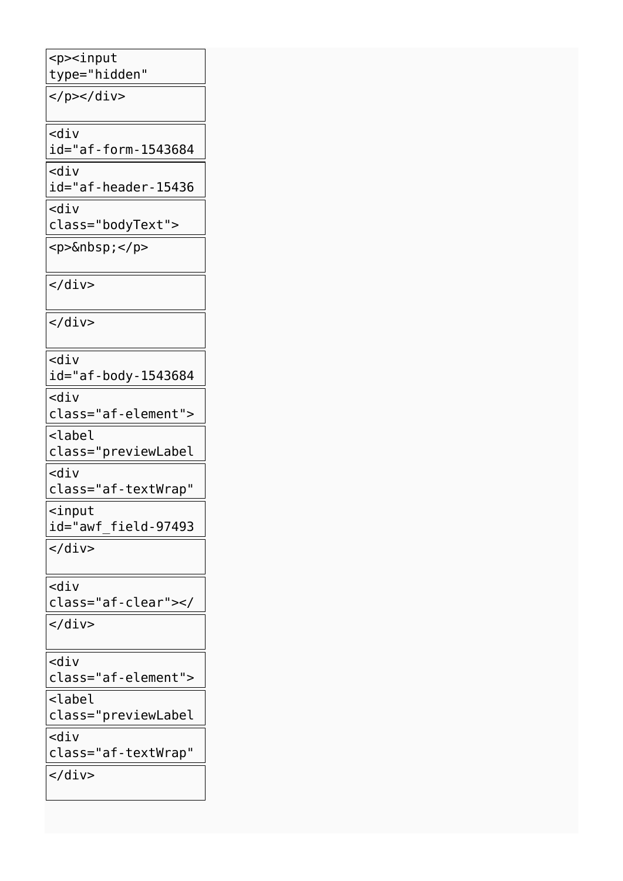| |
|---|
| <p><input type="hidden" |
| </p></div> |
| <div id="af-form-1543684 |
| <div id="af-header-15436 |
| <div class="bodyText"> |
| <p>&nbsp;</p> |
| </div> |
| </div> |
| <div id="af-body-1543684 |
| <div class="af-element"> |
| <label class="previewLabel |
| <div class="af-textWrap" |
| <input id="awf_field-97493 |
| </div> |
| <div class="af-clear"></ |
| </div> |
| <div class="af-element"> |
| <label class="previewLabel |
| <div class="af-textWrap" |
| </div> |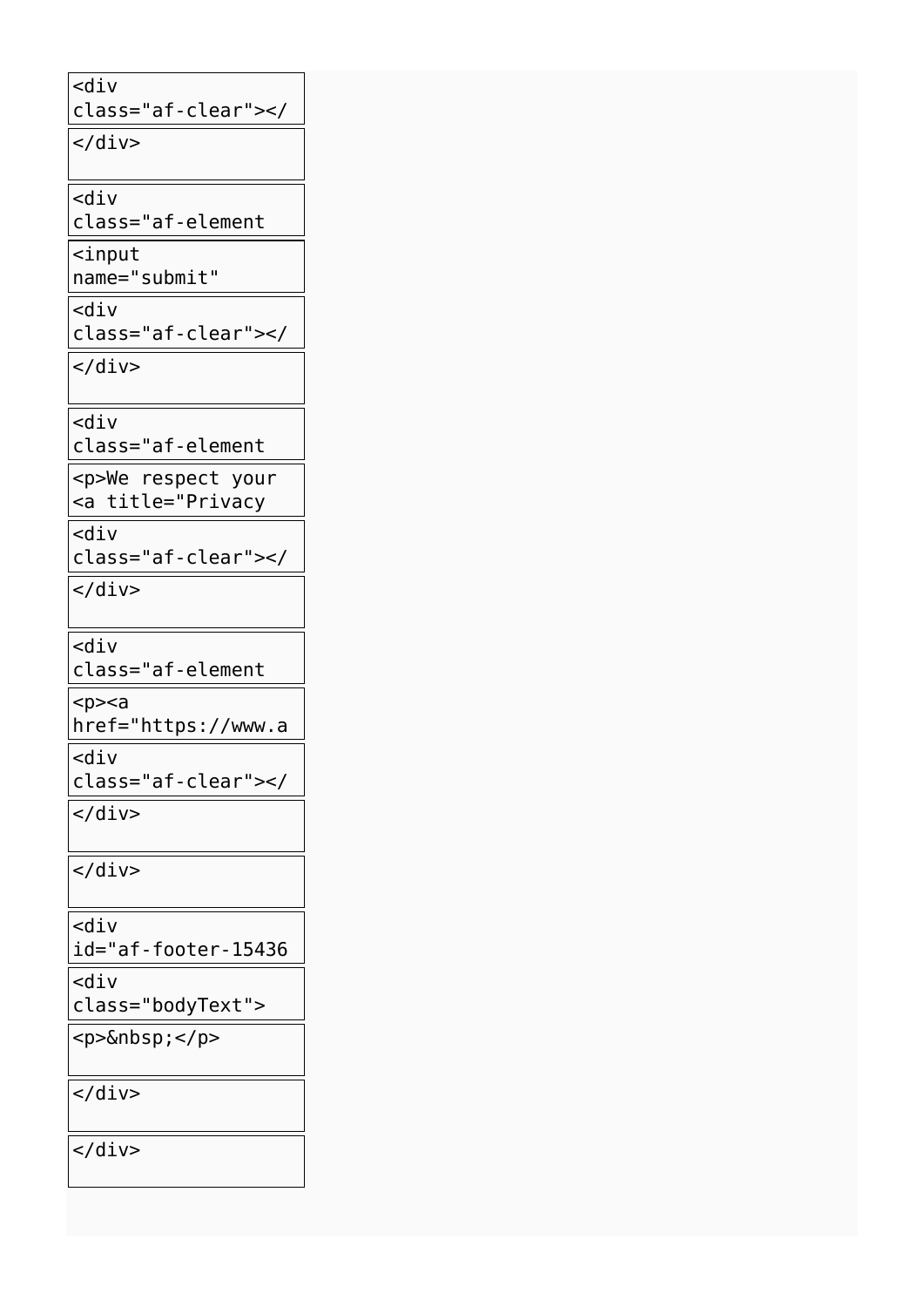```
<div class="af-clear"></
</div>
<div class="af-element
<input name="submit"
<div class="af-clear"></
</div>
<div class="af-element
<p>We respect your <a title="Privacy
<div class="af-clear"></
</div>
<div class="af-element
<p><a href="https://www.a
<div class="af-clear"></
</div>
</div>
<div id="af-footer-15436
<div class="bodyText">
<p>&nbsp;</p>
</div>
</div>
```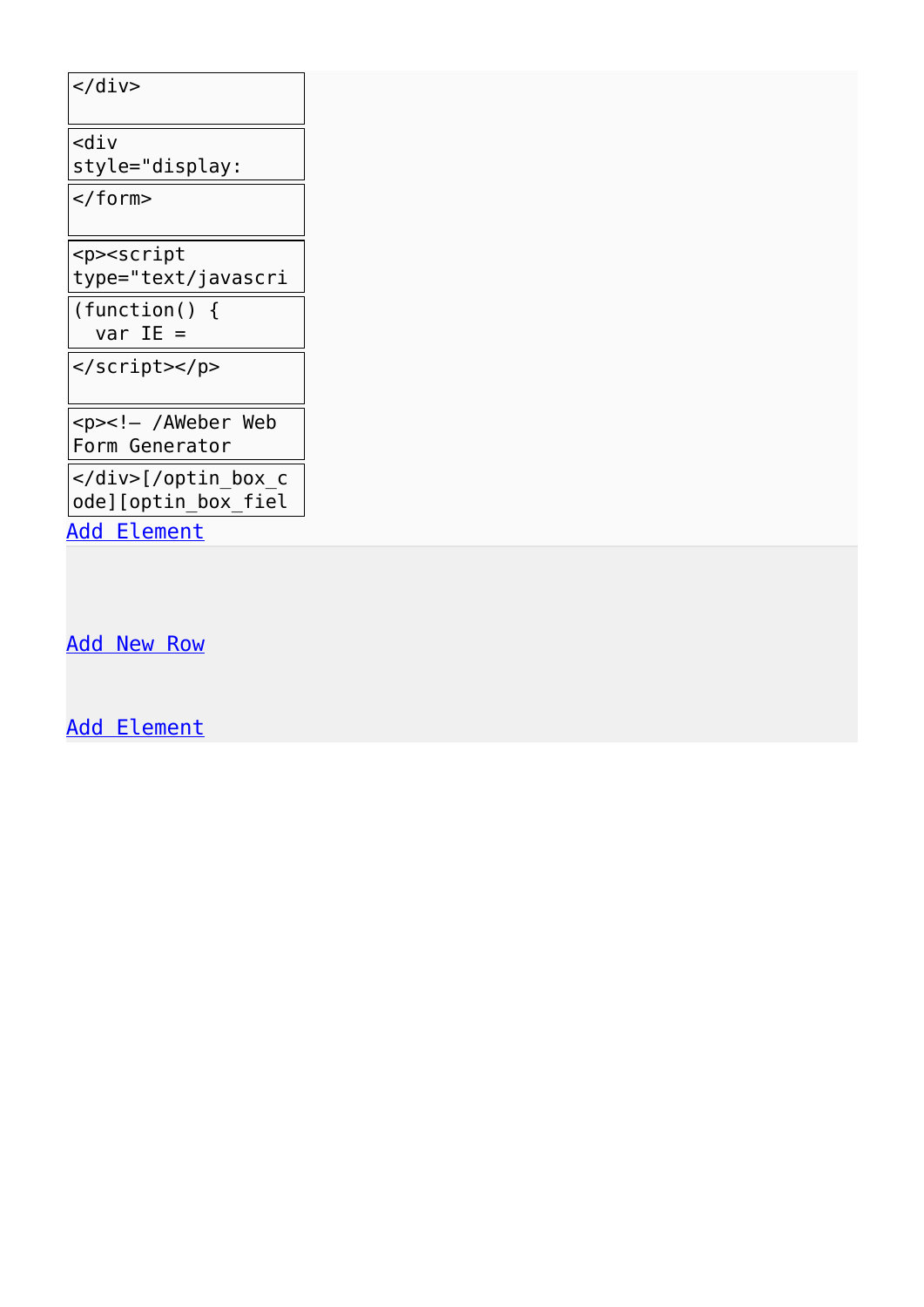```
</div>
```

```
<div
style="display:
```

```
</form>
```

```
<p><script
type="text/javascri
```

```
(function() {
  var IE =
```

```
</script></p>
```

```
<p><!– /AWeber Web
Form Generator
```

```
</div>[/optin_box_c
ode][optin_box_fiel
```

Add Element

Add New Row

Add Element